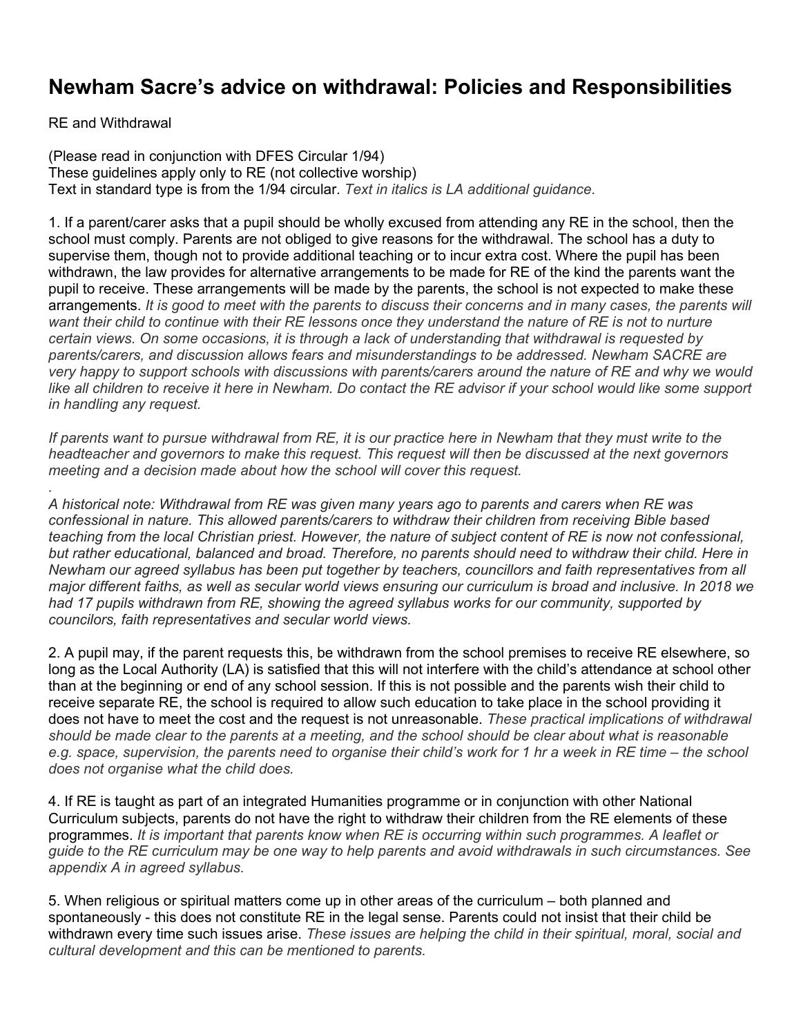# Newham Sacre's advice on withdrawal: Policies and Responsibilities

RE and Withdrawal

(Please read in conjunction with DFES Circular 1/94)
These guidelines apply only to RE (not collective worship)
Text in standard type is from the 1/94 circular. *Text in italics is LA additional guidance*.

1. If a parent/carer asks that a pupil should be wholly excused from attending any RE in the school, then the school must comply. Parents are not obliged to give reasons for the withdrawal. The school has a duty to supervise them, though not to provide additional teaching or to incur extra cost. Where the pupil has been withdrawn, the law provides for alternative arrangements to be made for RE of the kind the parents want the pupil to receive. These arrangements will be made by the parents, the school is not expected to make these arrangements. *It is good to meet with the parents to discuss their concerns and in many cases, the parents will want their child to continue with their RE lessons once they understand the nature of RE is not to nurture certain views. On some occasions, it is through a lack of understanding that withdrawal is requested by parents/carers, and discussion allows fears and misunderstandings to be addressed. Newham SACRE are very happy to support schools with discussions with parents/carers around the nature of RE and why we would like all children to receive it here in Newham. Do contact the RE advisor if your school would like some support in handling any request.*

*If parents want to pursue withdrawal from RE, it is our practice here in Newham that they must write to the headteacher and governors to make this request. This request will then be discussed at the next governors meeting and a decision made about how the school will cover this request.*

.
*A historical note: Withdrawal from RE was given many years ago to parents and carers when RE was confessional in nature. This allowed parents/carers to withdraw their children from receiving Bible based teaching from the local Christian priest. However, the nature of subject content of RE is now not confessional, but rather educational, balanced and broad. Therefore, no parents should need to withdraw their child. Here in Newham our agreed syllabus has been put together by teachers, councillors and faith representatives from all major different faiths, as well as secular world views ensuring our curriculum is broad and inclusive. In 2018 we had 17 pupils withdrawn from RE, showing the agreed syllabus works for our community, supported by councilors, faith representatives and secular world views.*

2. A pupil may, if the parent requests this, be withdrawn from the school premises to receive RE elsewhere, so long as the Local Authority (LA) is satisfied that this will not interfere with the child's attendance at school other than at the beginning or end of any school session. If this is not possible and the parents wish their child to receive separate RE, the school is required to allow such education to take place in the school providing it does not have to meet the cost and the request is not unreasonable. *These practical implications of withdrawal should be made clear to the parents at a meeting, and the school should be clear about what is reasonable e.g. space, supervision, the parents need to organise their child's work for 1 hr a week in RE time – the school does not organise what the child does.*

4. If RE is taught as part of an integrated Humanities programme or in conjunction with other National Curriculum subjects, parents do not have the right to withdraw their children from the RE elements of these programmes. *It is important that parents know when RE is occurring within such programmes. A leaflet or guide to the RE curriculum may be one way to help parents and avoid withdrawals in such circumstances. See appendix A in agreed syllabus.*

5. When religious or spiritual matters come up in other areas of the curriculum – both planned and spontaneously - this does not constitute RE in the legal sense. Parents could not insist that their child be withdrawn every time such issues arise. *These issues are helping the child in their spiritual, moral, social and cultural development and this can be mentioned to parents.*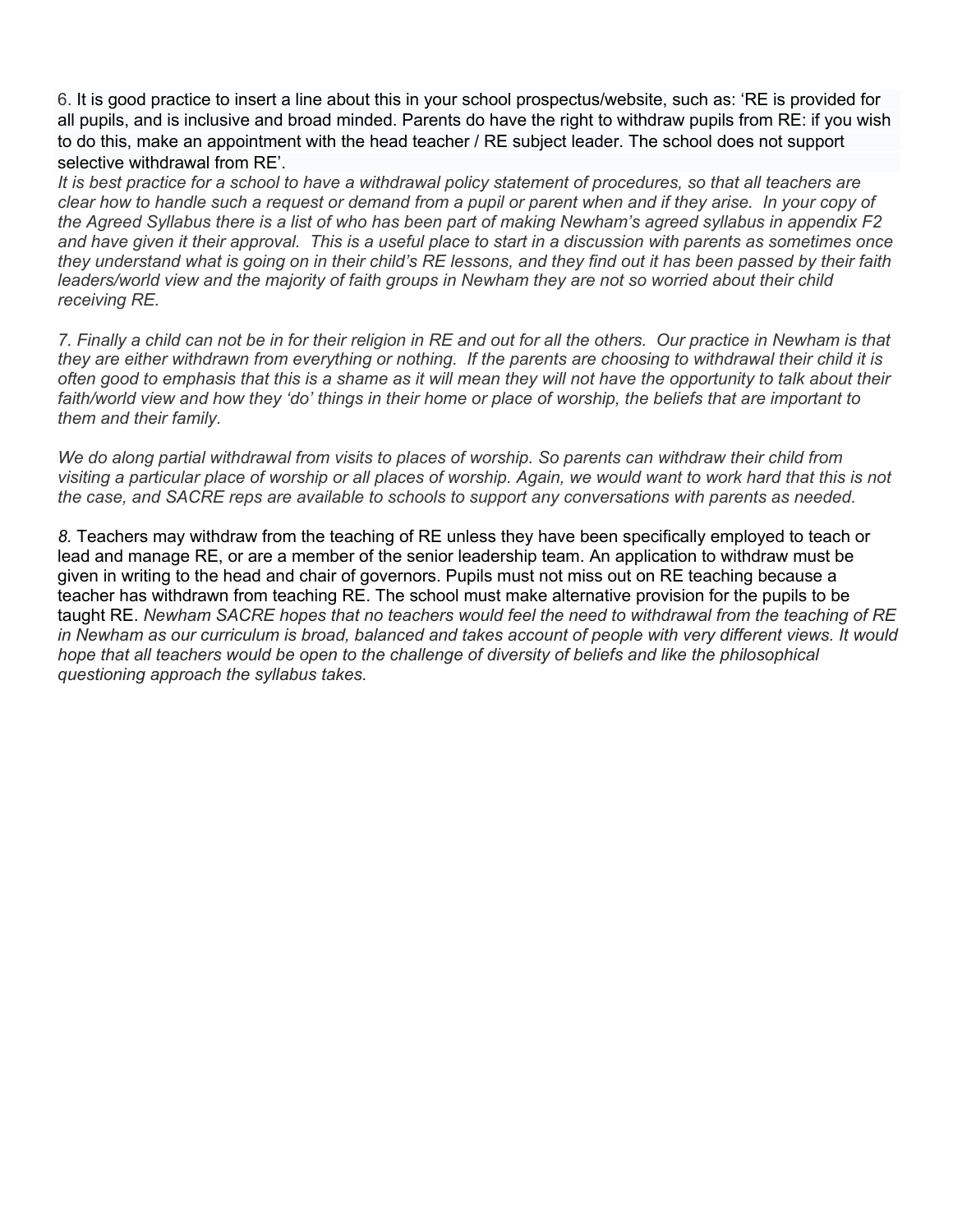6. It is good practice to insert a line about this in your school prospectus/website, such as: 'RE is provided for all pupils, and is inclusive and broad minded. Parents do have the right to withdraw pupils from RE: if you wish to do this, make an appointment with the head teacher / RE subject leader. The school does not support selective withdrawal from RE'.

*It is best practice for a school to have a withdrawal policy statement of procedures, so that all teachers are clear how to handle such a request or demand from a pupil or parent when and if they arise. In your copy of the Agreed Syllabus there is a list of who has been part of making Newham's agreed syllabus in appendix F2 and have given it their approval. This is a useful place to start in a discussion with parents as sometimes once they understand what is going on in their child's RE lessons, and they find out it has been passed by their faith leaders/world view and the majority of faith groups in Newham they are not so worried about their child receiving RE.*

*7. Finally a child can not be in for their religion in RE and out for all the others. Our practice in Newham is that they are either withdrawn from everything or nothing. If the parents are choosing to withdrawal their child it is often good to emphasis that this is a shame as it will mean they will not have the opportunity to talk about their faith/world view and how they 'do' things in their home or place of worship, the beliefs that are important to them and their family.*

*We do along partial withdrawal from visits to places of worship. So parents can withdraw their child from visiting a particular place of worship or all places of worship. Again, we would want to work hard that this is not the case, and SACRE reps are available to schools to support any conversations with parents as needed.*

*8.* Teachers may withdraw from the teaching of RE unless they have been specifically employed to teach or lead and manage RE, or are a member of the senior leadership team. An application to withdraw must be given in writing to the head and chair of governors. Pupils must not miss out on RE teaching because a teacher has withdrawn from teaching RE. The school must make alternative provision for the pupils to be taught RE. *Newham SACRE hopes that no teachers would feel the need to withdrawal from the teaching of RE in Newham as our curriculum is broad, balanced and takes account of people with very different views. It would hope that all teachers would be open to the challenge of diversity of beliefs and like the philosophical questioning approach the syllabus takes.*